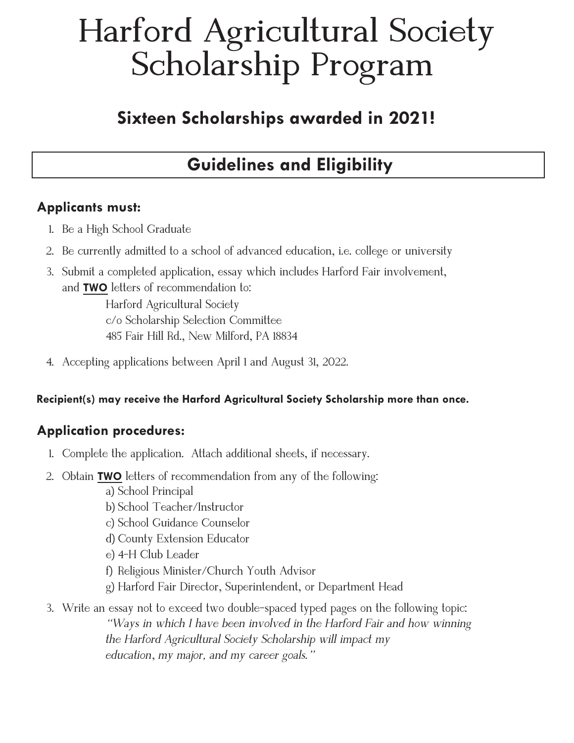# Harford Agricultural Society Scholarship Program

## Sixteen Scholarships awarded in 2021!

## Guidelines and Eligibility

### Applicants must:

1. Be a High School Graduate
2. Be currently admitted to a school of advanced education, i.e. college or university
3. Submit a completed application, essay which includes Harford Fair involvement, and **TWO** letters of recommendation to:

   Harford Agricultural Society
   c/o Scholarship Selection Committee
   485 Fair Hill Rd., New Milford, PA 18834

4. Accepting applications between April 1 and August 31, 2022.

**Recipient(s) may receive the Harford Agricultural Society Scholarship more than once.**

### Application procedures:

1. Complete the application. Attach additional sheets, if necessary.
2. Obtain **TWO** letters of recommendation from any of the following:
   a) School Principal
   b) School Teacher/Instructor
   c) School Guidance Counselor
   d) County Extension Educator
   e) 4-H Club Leader
   f) Religious Minister/Church Youth Advisor
   g) Harford Fair Director, Superintendent, or Department Head
3. Write an essay not to exceed two double-spaced typed pages on the following topic:
   *"Ways in which I have been involved in the Harford Fair and how winning the Harford Agricultural Society Scholarship will impact my education, my major, and my career goals."*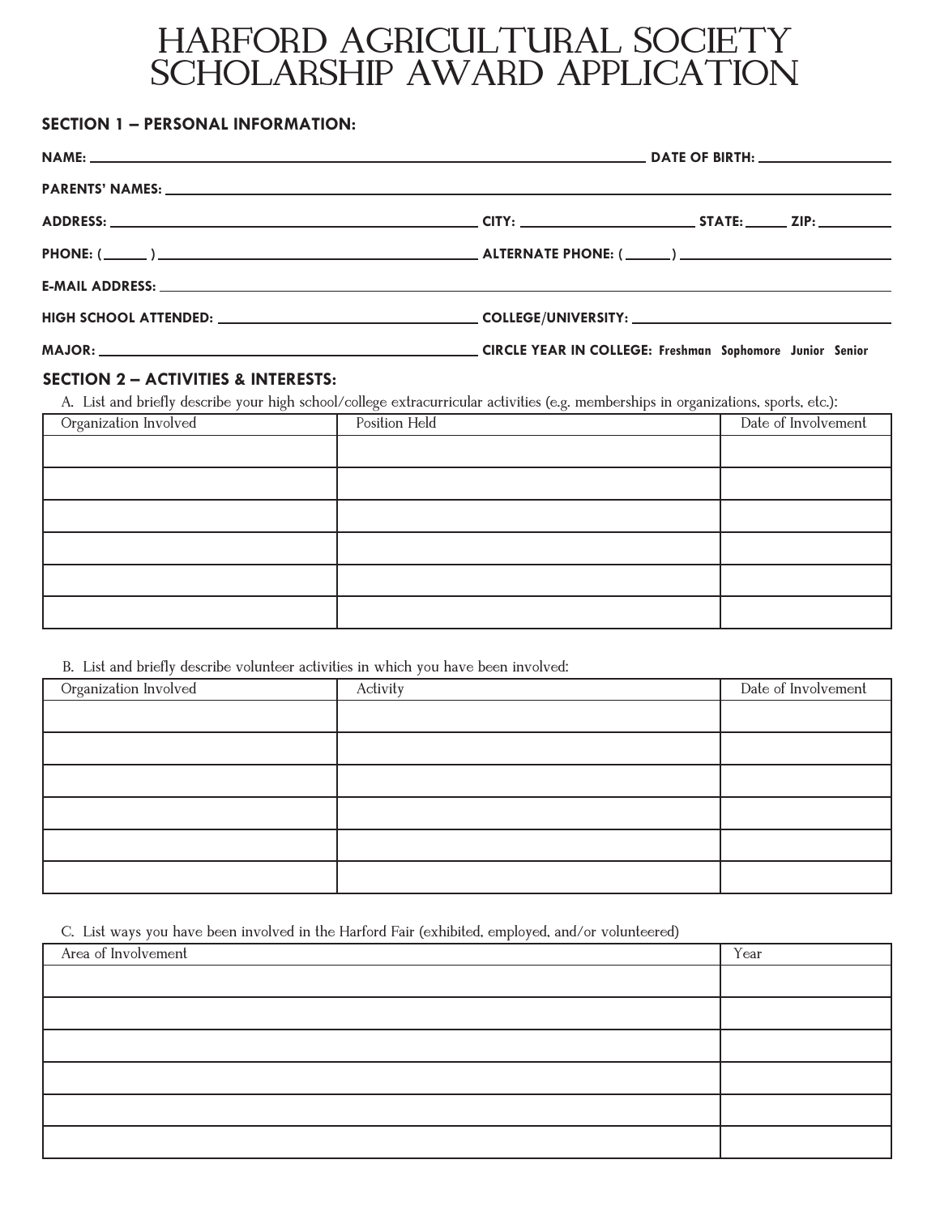# HARFORD AGRICULTURAL SOCIETY SCHOLARSHIP AWARD APPLICATION

## SECTION 1 – PERSONAL INFORMATION:

**NAME:** ______________________ **DATE OF BIRTH:** ______________

**PARENTS' NAMES:** ______________________

**ADDRESS:** ______________________ **CITY:** ______________ **STATE:** ______ **ZIP:** ______

**PHONE:** ( ______ ) ______________________ **ALTERNATE PHONE:** ( ______ ) ______________

**E-MAIL ADDRESS:** ______________________

**HIGH SCHOOL ATTENDED:** ______________________ **COLLEGE/UNIVERSITY:** ______________________

**MAJOR:** ______________________ **CIRCLE YEAR IN COLLEGE:** Freshman Sophomore Junior Senior

## SECTION 2 – ACTIVITIES & INTERESTS:

A. List and briefly describe your high school/college extracurricular activities (e.g. memberships in organizations, sports, etc.):

| Organization Involved | Position Held | Date of Involvement |
|---|---|---|
| | | |
| | | |
| | | |
| | | |
| | | |
| | | |

B. List and briefly describe volunteer activities in which you have been involved:

| Organization Involved | Activity | Date of Involvement |
|---|---|---|
| | | |
| | | |
| | | |
| | | |
| | | |
| | | |

C. List ways you have been involved in the Harford Fair (exhibited, employed, and/or volunteered)

| Area of Involvement | Year |
|---|---|
| | |
| | |
| | |
| | |
| | |
| | |